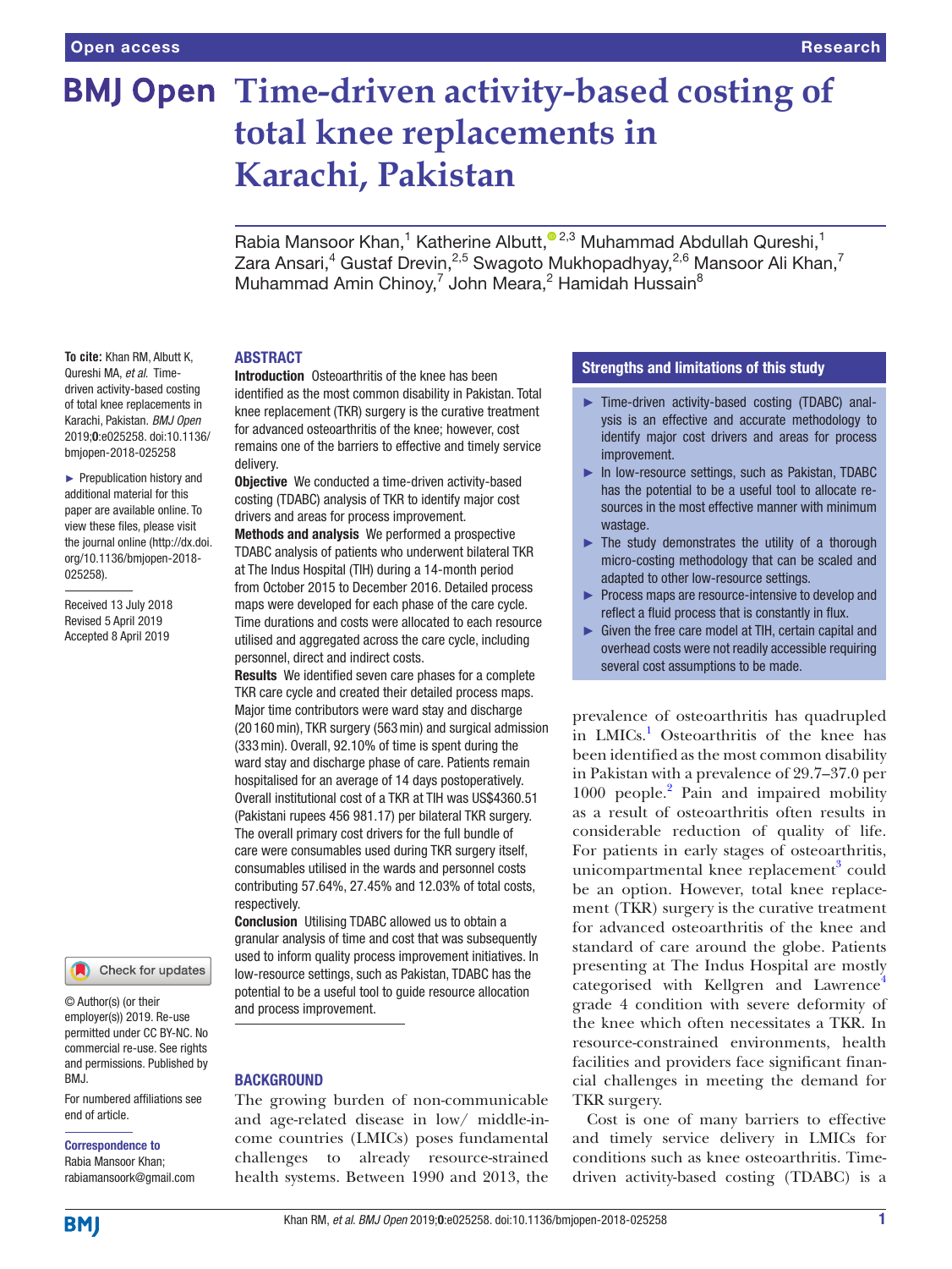Open access

Research

# Time-driven activity-based costing of total knee replacements in Karachi, Pakistan

Rabia Mansoor Khan,[1] Katherine Albutt,[2,3] Muhammad Abdullah Qureshi,[1] Zara Ansari,[4] Gustaf Drevin,[2,5] Swagoto Mukhopadhyay,[2,6] Mansoor Ali Khan,[7] Muhammad Amin Chinoy,[7] John Meara,[2] Hamidah Hussain[8]

**To cite:** Khan RM, Albutt K, Qureshi MA, *et al*. Time-driven activity-based costing of total knee replacements in Karachi, Pakistan. *BMJ Open* 2019;**0**:e025258. doi:10.1136/bmjopen-2018-025258

► Prepublication history and additional material for this paper are available online. To view these files, please visit the journal online (http://dx.doi.org/10.1136/bmjopen-2018-025258).

Received 13 July 2018
Revised 5 April 2019
Accepted 8 April 2019

© Author(s) (or their employer(s)) 2019. Re-use permitted under CC BY-NC. No commercial re-use. See rights and permissions. Published by BMJ.

For numbered affiliations see end of article.

**Correspondence to**
Rabia Mansoor Khan; rabiamansoork@gmail.com

## ABSTRACT

**Introduction** Osteoarthritis of the knee has been identified as the most common disability in Pakistan. Total knee replacement (TKR) surgery is the curative treatment for advanced osteoarthritis of the knee; however, cost remains one of the barriers to effective and timely service delivery.

**Objective** We conducted a time-driven activity-based costing (TDABC) analysis of TKR to identify major cost drivers and areas for process improvement.

**Methods and analysis** We performed a prospective TDABC analysis of patients who underwent bilateral TKR at The Indus Hospital (TIH) during a 14-month period from October 2015 to December 2016. Detailed process maps were developed for each phase of the care cycle. Time durations and costs were allocated to each resource utilised and aggregated across the care cycle, including personnel, direct and indirect costs.

**Results** We identified seven care phases for a complete TKR care cycle and created their detailed process maps. Major time contributors were ward stay and discharge (20160 min), TKR surgery (563 min) and surgical admission (333 min). Overall, 92.10% of time is spent during the ward stay and discharge phase of care. Patients remain hospitalised for an average of 14 days postoperatively. Overall institutional cost of a TKR at TIH was US$4360.51 (Pakistani rupees 456 981.17) per bilateral TKR surgery. The overall primary cost drivers for the full bundle of care were consumables used during TKR surgery itself, consumables utilised in the wards and personnel costs contributing 57.64%, 27.45% and 12.03% of total costs, respectively.

**Conclusion** Utilising TDABC allowed us to obtain a granular analysis of time and cost that was subsequently used to inform quality process improvement initiatives. In low-resource settings, such as Pakistan, TDABC has the potential to be a useful tool to guide resource allocation and process improvement.

## Strengths and limitations of this study

- ► Time-driven activity-based costing (TDABC) analysis is an effective and accurate methodology to identify major cost drivers and areas for process improvement.
- ► In low-resource settings, such as Pakistan, TDABC has the potential to be a useful tool to allocate resources in the most effective manner with minimum wastage.
- ► The study demonstrates the utility of a thorough micro-costing methodology that can be scaled and adapted to other low-resource settings.
- ► Process maps are resource-intensive to develop and reflect a fluid process that is constantly in flux.
- ► Given the free care model at TIH, certain capital and overhead costs were not readily accessible requiring several cost assumptions to be made.

## BACKGROUND

The growing burden of non-communicable and age-related disease in low/ middle-income countries (LMICs) poses fundamental challenges to already resource-strained health systems. Between 1990 and 2013, the prevalence of osteoarthritis has quadrupled in LMICs.[1] Osteoarthritis of the knee has been identified as the most common disability in Pakistan with a prevalence of 29.7–37.0 per 1000 people.[2] Pain and impaired mobility as a result of osteoarthritis often results in considerable reduction of quality of life. For patients in early stages of osteoarthritis, unicompartmental knee replacement[3] could be an option. However, total knee replacement (TKR) surgery is the curative treatment for advanced osteoarthritis of the knee and standard of care around the globe. Patients presenting at The Indus Hospital are mostly categorised with Kellgren and Lawrence[4] grade 4 condition with severe deformity of the knee which often necessitates a TKR. In resource-constrained environments, health facilities and providers face significant financial challenges in meeting the demand for TKR surgery.

Cost is one of many barriers to effective and timely service delivery in LMICs for conditions such as knee osteoarthritis. Time-driven activity-based costing (TDABC) is a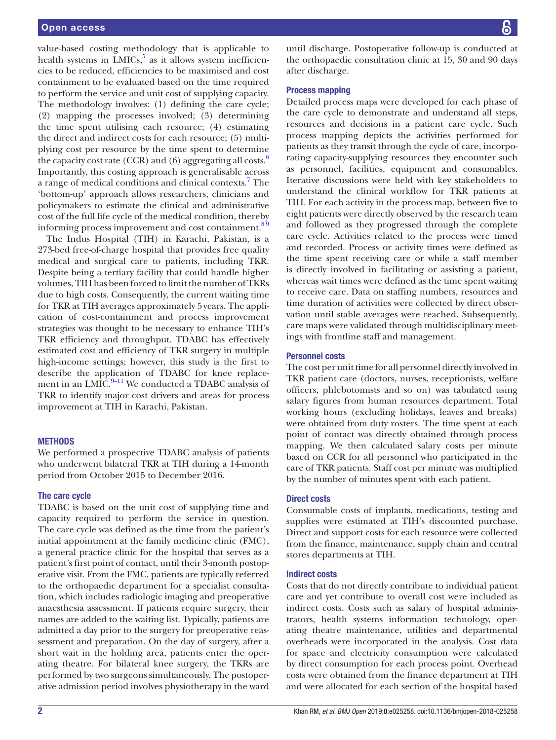value-based costing methodology that is applicable to health systems in LMICs,[5] as it allows system inefficiencies to be reduced, efficiencies to be maximised and cost containment to be evaluated based on the time required to perform the service and unit cost of supplying capacity. The methodology involves: (1) defining the care cycle; (2) mapping the processes involved; (3) determining the time spent utilising each resource; (4) estimating the direct and indirect costs for each resource; (5) multiplying cost per resource by the time spent to determine the capacity cost rate (CCR) and (6) aggregating all costs.[6] Importantly, this costing approach is generalisable across a range of medical conditions and clinical contexts.[7] The 'bottom-up' approach allows researchers, clinicians and policymakers to estimate the clinical and administrative cost of the full life cycle of the medical condition, thereby informing process improvement and cost containment.[8 9]

The Indus Hospital (TIH) in Karachi, Pakistan, is a 273-bed free-of-charge hospital that provides free quality medical and surgical care to patients, including TKR. Despite being a tertiary facility that could handle higher volumes, TIH has been forced to limit the number of TKRs due to high costs. Consequently, the current waiting time for TKR at TIH averages approximately 5 years. The application of cost-containment and process improvement strategies was thought to be necessary to enhance TIH's TKR efficiency and throughput. TDABC has effectively estimated cost and efficiency of TKR surgery in multiple high-income settings; however, this study is the first to describe the application of TDABC for knee replacement in an LMIC.[9–11] We conducted a TDABC analysis of TKR to identify major cost drivers and areas for process improvement at TIH in Karachi, Pakistan.

## METHODS

We performed a prospective TDABC analysis of patients who underwent bilateral TKR at TIH during a 14-month period from October 2015 to December 2016.

### The care cycle

TDABC is based on the unit cost of supplying time and capacity required to perform the service in question. The care cycle was defined as the time from the patient's initial appointment at the family medicine clinic (FMC), a general practice clinic for the hospital that serves as a patient's first point of contact, until their 3-month postoperative visit. From the FMC, patients are typically referred to the orthopaedic department for a specialist consultation, which includes radiologic imaging and preoperative anaesthesia assessment. If patients require surgery, their names are added to the waiting list. Typically, patients are admitted a day prior to the surgery for preoperative reassessment and preparation. On the day of surgery, after a short wait in the holding area, patients enter the operating theatre. For bilateral knee surgery, the TKRs are performed by two surgeons simultaneously. The postoperative admission period involves physiotherapy in the ward until discharge. Postoperative follow-up is conducted at the orthopaedic consultation clinic at 15, 30 and 90 days after discharge.

### Process mapping

Detailed process maps were developed for each phase of the care cycle to demonstrate and understand all steps, resources and decisions in a patient care cycle. Such process mapping depicts the activities performed for patients as they transit through the cycle of care, incorporating capacity-supplying resources they encounter such as personnel, facilities, equipment and consumables. Iterative discussions were held with key stakeholders to understand the clinical workflow for TKR patients at TIH. For each activity in the process map, between five to eight patients were directly observed by the research team and followed as they progressed through the complete care cycle. Activities related to the process were timed and recorded. Process or activity times were defined as the time spent receiving care or while a staff member is directly involved in facilitating or assisting a patient, whereas wait times were defined as the time spent waiting to receive care. Data on staffing numbers, resources and time duration of activities were collected by direct observation until stable averages were reached. Subsequently, care maps were validated through multidisciplinary meetings with frontline staff and management.

### Personnel costs

The cost per unit time for all personnel directly involved in TKR patient care (doctors, nurses, receptionists, welfare officers, phlebotomists and so on) was tabulated using salary figures from human resources department. Total working hours (excluding holidays, leaves and breaks) were obtained from duty rosters. The time spent at each point of contact was directly obtained through process mapping. We then calculated salary costs per minute based on CCR for all personnel who participated in the care of TKR patients. Staff cost per minute was multiplied by the number of minutes spent with each patient.

### Direct costs

Consumable costs of implants, medications, testing and supplies were estimated at TIH's discounted purchase. Direct and support costs for each resource were collected from the finance, maintenance, supply chain and central stores departments at TIH.

### Indirect costs

Costs that do not directly contribute to individual patient care and yet contribute to overall cost were included as indirect costs. Costs such as salary of hospital administrators, health systems information technology, operating theatre maintenance, utilities and departmental overheads were incorporated in the analysis. Cost data for space and electricity consumption were calculated by direct consumption for each process point. Overhead costs were obtained from the finance department at TIH and were allocated for each section of the hospital based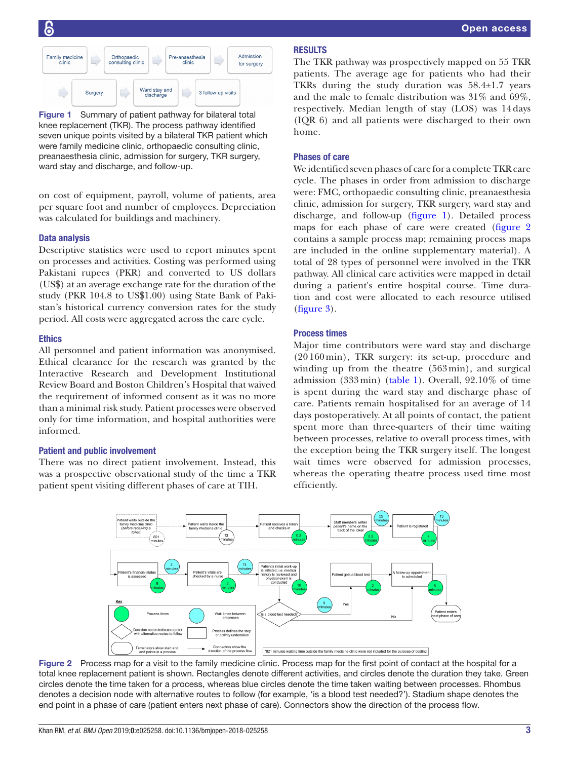Figure 1 Summary of patient pathway for bilateral total knee replacement (TKR). The process pathway identified seven unique points visited by a bilateral TKR patient which were family medicine clinic, orthopaedic consulting clinic, preanaesthesia clinic, admission for surgery, TKR surgery, ward stay and discharge, and follow-up.

on cost of equipment, payroll, volume of patients, area per square foot and number of employees. Depreciation was calculated for buildings and machinery.

### Data analysis

Descriptive statistics were used to report minutes spent on processes and activities. Costing was performed using Pakistani rupees (PKR) and converted to US dollars (US$) at an average exchange rate for the duration of the study (PKR 104.8 to US$1.00) using State Bank of Pakistan's historical currency conversion rates for the study period. All costs were aggregated across the care cycle.

### Ethics

All personnel and patient information was anonymised. Ethical clearance for the research was granted by the Interactive Research and Development Institutional Review Board and Boston Children's Hospital that waived the requirement of informed consent as it was no more than a minimal risk study. Patient processes were observed only for time information, and hospital authorities were informed.

### Patient and public involvement

There was no direct patient involvement. Instead, this was a prospective observational study of the time a TKR patient spent visiting different phases of care at TIH.

## RESULTS

The TKR pathway was prospectively mapped on 55 TKR patients. The average age for patients who had their TKRs during the study duration was 58.4±1.7 years and the male to female distribution was 31% and 69%, respectively. Median length of stay (LOS) was 14 days (IQR 6) and all patients were discharged to their own home.

### Phases of care

We identified seven phases of care for a complete TKR care cycle. The phases in order from admission to discharge were: FMC, orthopaedic consulting clinic, preanaesthesia clinic, admission for surgery, TKR surgery, ward stay and discharge, and follow-up (figure 1). Detailed process maps for each phase of care were created (figure 2 contains a sample process map; remaining process maps are included in the online supplementary material). A total of 28 types of personnel were involved in the TKR pathway. All clinical care activities were mapped in detail during a patient's entire hospital course. Time duration and cost were allocated to each resource utilised (figure 3).

### Process times

Major time contributors were ward stay and discharge (20 160 min), TKR surgery: its set-up, procedure and winding up from the theatre (563 min), and surgical admission (333 min) (table 1). Overall, 92.10% of time is spent during the ward stay and discharge phase of care. Patients remain hospitalised for an average of 14 days postoperatively. At all points of contact, the patient spent more than three-quarters of their time waiting between processes, relative to overall process times, with the exception being the TKR surgery itself. The longest wait times were observed for admission processes, whereas the operating theatre process used time most efficiently.

Figure 2 Process map for a visit to the family medicine clinic. Process map for the first point of contact at the hospital for a total knee replacement patient is shown. Rectangles denote different activities, and circles denote the duration they take. Green circles denote the time taken for a process, whereas blue circles denote the time taken waiting between processes. Rhombus denotes a decision node with alternative routes to follow (for example, 'is a blood test needed?'). Stadium shape denotes the end point in a phase of care (patient enters next phase of care). Connectors show the direction of the process flow.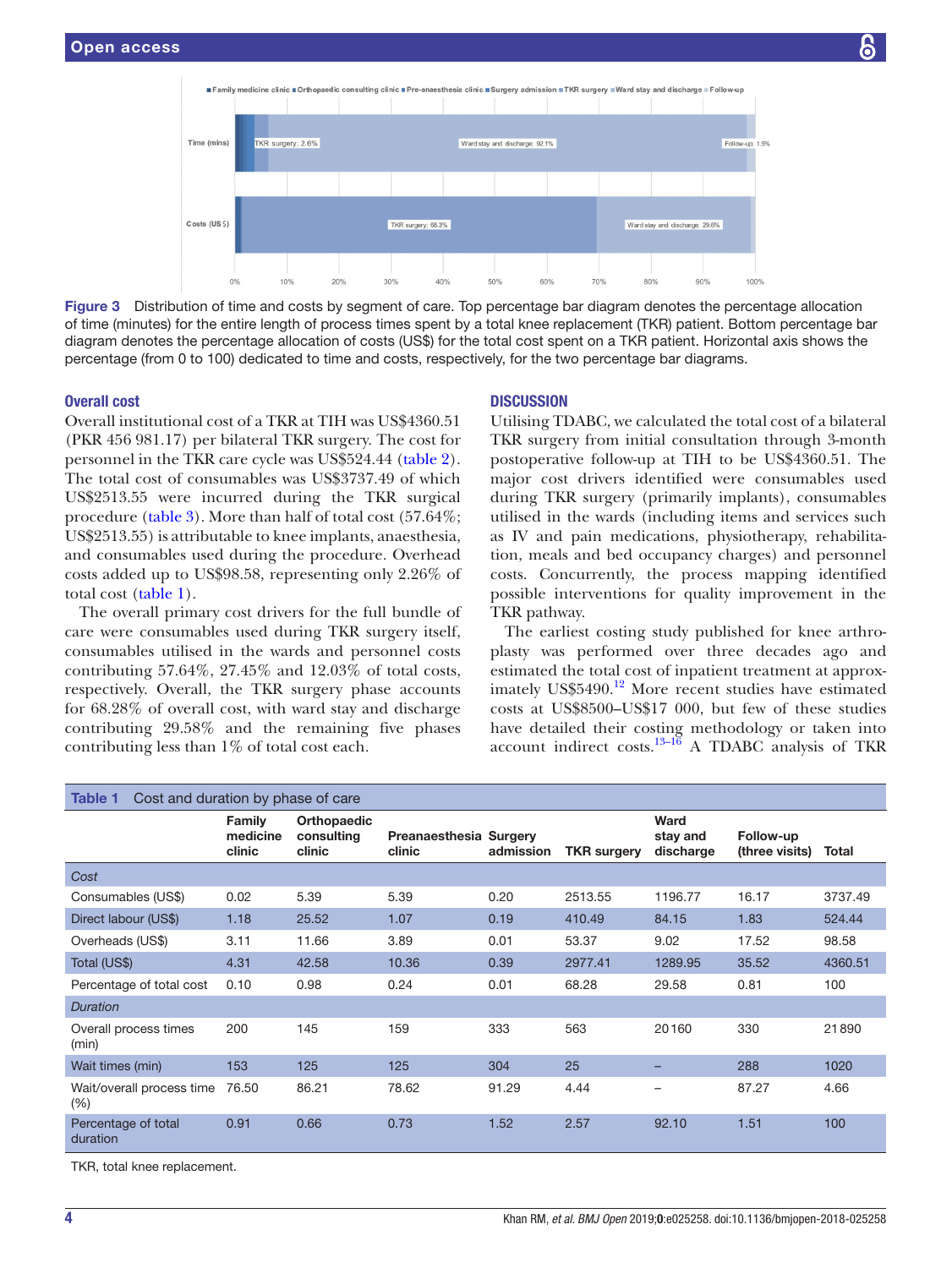Figure 3 Distribution of time and costs by segment of care. Top percentage bar diagram denotes the percentage allocation of time (minutes) for the entire length of process times spent by a total knee replacement (TKR) patient. Bottom percentage bar diagram denotes the percentage allocation of costs (US$) for the total cost spent on a TKR patient. Horizontal axis shows the percentage (from 0 to 100) dedicated to time and costs, respectively, for the two percentage bar diagrams.

## Overall cost

Overall institutional cost of a TKR at TIH was US$4360.51 (PKR 456 981.17) per bilateral TKR surgery. The cost for personnel in the TKR care cycle was US$524.44 (table 2). The total cost of consumables was US$3737.49 of which US$2513.55 were incurred during the TKR surgical procedure (table 3). More than half of total cost (57.64%; US$2513.55) is attributable to knee implants, anaesthesia, and consumables used during the procedure. Overhead costs added up to US$98.58, representing only 2.26% of total cost (table 1).

The overall primary cost drivers for the full bundle of care were consumables used during TKR surgery itself, consumables utilised in the wards and personnel costs contributing 57.64%, 27.45% and 12.03% of total costs, respectively. Overall, the TKR surgery phase accounts for 68.28% of overall cost, with ward stay and discharge contributing 29.58% and the remaining five phases contributing less than 1% of total cost each.

## DISCUSSION

Utilising TDABC, we calculated the total cost of a bilateral TKR surgery from initial consultation through 3-month postoperative follow-up at TIH to be US$4360.51. The major cost drivers identified were consumables used during TKR surgery (primarily implants), consumables utilised in the wards (including items and services such as IV and pain medications, physiotherapy, rehabilitation, meals and bed occupancy charges) and personnel costs. Concurrently, the process mapping identified possible interventions for quality improvement in the TKR pathway.

The earliest costing study published for knee arthroplasty was performed over three decades ago and estimated the total cost of inpatient treatment at approximately US$5490.[12] More recent studies have estimated costs at US$8500–US$17 000, but few of these studies have detailed their costing methodology or taken into account indirect costs.[13–16] A TDABC analysis of TKR

**Table 1** Cost and duration by phase of care

| | Family medicine clinic | Orthopaedic consulting clinic | Preanaesthesia clinic | Surgery admission | TKR surgery | Ward stay and discharge | Follow-up (three visits) | Total |
|---|---|---|---|---|---|---|---|---|
| *Cost* | | | | | | | | |
| Consumables (US$) | 0.02 | 5.39 | 5.39 | 0.20 | 2513.55 | 1196.77 | 16.17 | 3737.49 |
| Direct labour (US$) | 1.18 | 25.52 | 1.07 | 0.19 | 410.49 | 84.15 | 1.83 | 524.44 |
| Overheads (US$) | 3.11 | 11.66 | 3.89 | 0.01 | 53.37 | 9.02 | 17.52 | 98.58 |
| Total (US$) | 4.31 | 42.58 | 10.36 | 0.39 | 2977.41 | 1289.95 | 35.52 | 4360.51 |
| Percentage of total cost | 0.10 | 0.98 | 0.24 | 0.01 | 68.28 | 29.58 | 0.81 | 100 |
| *Duration* | | | | | | | | |
| Overall process times (min) | 200 | 145 | 159 | 333 | 563 | 20160 | 330 | 21890 |
| Wait times (min) | 153 | 125 | 125 | 304 | 25 | – | 288 | 1020 |
| Wait/overall process time (%) | 76.50 | 86.21 | 78.62 | 91.29 | 4.44 | – | 87.27 | 4.66 |
| Percentage of total duration | 0.91 | 0.66 | 0.73 | 1.52 | 2.57 | 92.10 | 1.51 | 100 |

TKR, total knee replacement.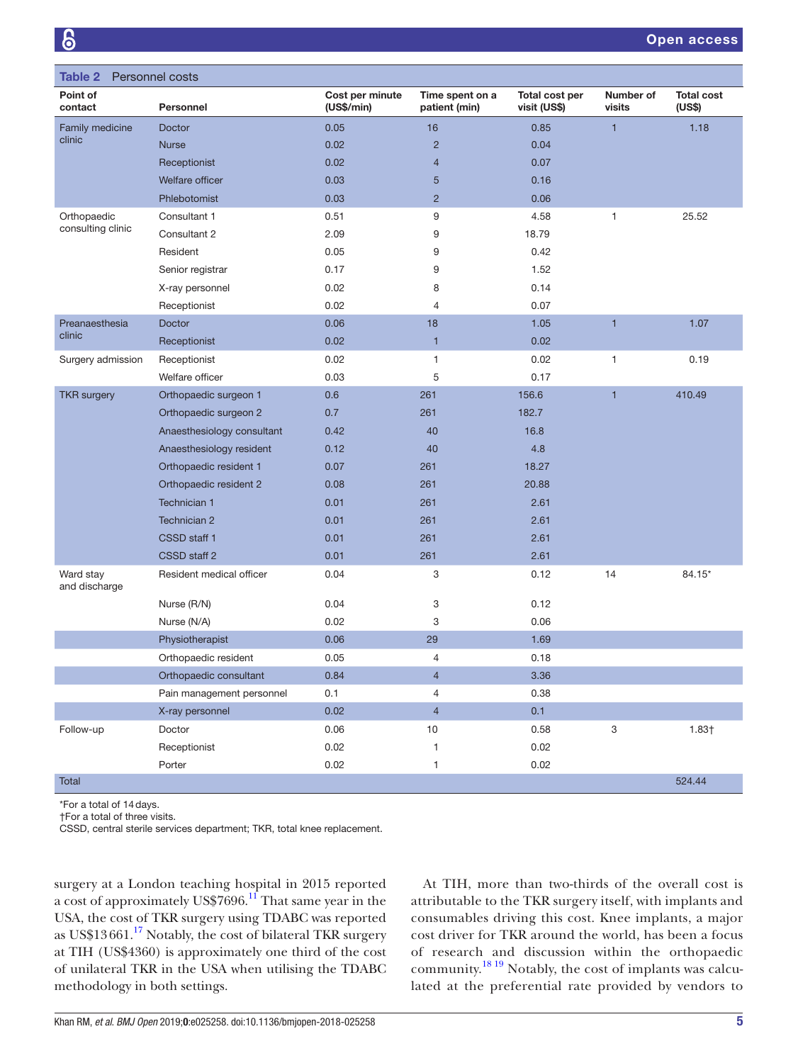**Table 2** Personnel costs

| Point of contact | Personnel | Cost per minute (US$/min) | Time spent on a patient (min) | Total cost per visit (US$) | Number of visits | Total cost (US$) |
|---|---|---|---|---|---|---|
| Family medicine clinic | Doctor | 0.05 | 16 | 0.85 | 1 | 1.18 |
| | Nurse | 0.02 | 2 | 0.04 | | |
| | Receptionist | 0.02 | 4 | 0.07 | | |
| | Welfare officer | 0.03 | 5 | 0.16 | | |
| | Phlebotomist | 0.03 | 2 | 0.06 | | |
| Orthopaedic consulting clinic | Consultant 1 | 0.51 | 9 | 4.58 | 1 | 25.52 |
| | Consultant 2 | 2.09 | 9 | 18.79 | | |
| | Resident | 0.05 | 9 | 0.42 | | |
| | Senior registrar | 0.17 | 9 | 1.52 | | |
| | X-ray personnel | 0.02 | 8 | 0.14 | | |
| | Receptionist | 0.02 | 4 | 0.07 | | |
| Preanaesthesia clinic | Doctor | 0.06 | 18 | 1.05 | 1 | 1.07 |
| | Receptionist | 0.02 | 1 | 0.02 | | |
| Surgery admission | Receptionist | 0.02 | 1 | 0.02 | 1 | 0.19 |
| | Welfare officer | 0.03 | 5 | 0.17 | | |
| TKR surgery | Orthopaedic surgeon 1 | 0.6 | 261 | 156.6 | 1 | 410.49 |
| | Orthopaedic surgeon 2 | 0.7 | 261 | 182.7 | | |
| | Anaesthesiology consultant | 0.42 | 40 | 16.8 | | |
| | Anaesthesiology resident | 0.12 | 40 | 4.8 | | |
| | Orthopaedic resident 1 | 0.07 | 261 | 18.27 | | |
| | Orthopaedic resident 2 | 0.08 | 261 | 20.88 | | |
| | Technician 1 | 0.01 | 261 | 2.61 | | |
| | Technician 2 | 0.01 | 261 | 2.61 | | |
| | CSSD staff 1 | 0.01 | 261 | 2.61 | | |
| | CSSD staff 2 | 0.01 | 261 | 2.61 | | |
| Ward stay and discharge | Resident medical officer | 0.04 | 3 | 0.12 | 14 | 84.15* |
| | Nurse (R/N) | 0.04 | 3 | 0.12 | | |
| | Nurse (N/A) | 0.02 | 3 | 0.06 | | |
| | Physiotherapist | 0.06 | 29 | 1.69 | | |
| | Orthopaedic resident | 0.05 | 4 | 0.18 | | |
| | Orthopaedic consultant | 0.84 | 4 | 3.36 | | |
| | Pain management personnel | 0.1 | 4 | 0.38 | | |
| | X-ray personnel | 0.02 | 4 | 0.1 | | |
| Follow-up | Doctor | 0.06 | 10 | 0.58 | 3 | 1.83† |
| | Receptionist | 0.02 | 1 | 0.02 | | |
| | Porter | 0.02 | 1 | 0.02 | | |
| Total | | | | | | 524.44 |

*For a total of 14 days.
†For a total of three visits.
CSSD, central sterile services department; TKR, total knee replacement.

surgery at a London teaching hospital in 2015 reported a cost of approximately US$7696.[11] That same year in the USA, the cost of TKR surgery using TDABC was reported as US$13 661.[17] Notably, the cost of bilateral TKR surgery at TIH (US$4360) is approximately one third of the cost of unilateral TKR in the USA when utilising the TDABC methodology in both settings.

At TIH, more than two-thirds of the overall cost is attributable to the TKR surgery itself, with implants and consumables driving this cost. Knee implants, a major cost driver for TKR around the world, has been a focus of research and discussion within the orthopaedic community.[18 19] Notably, the cost of implants was calculated at the preferential rate provided by vendors to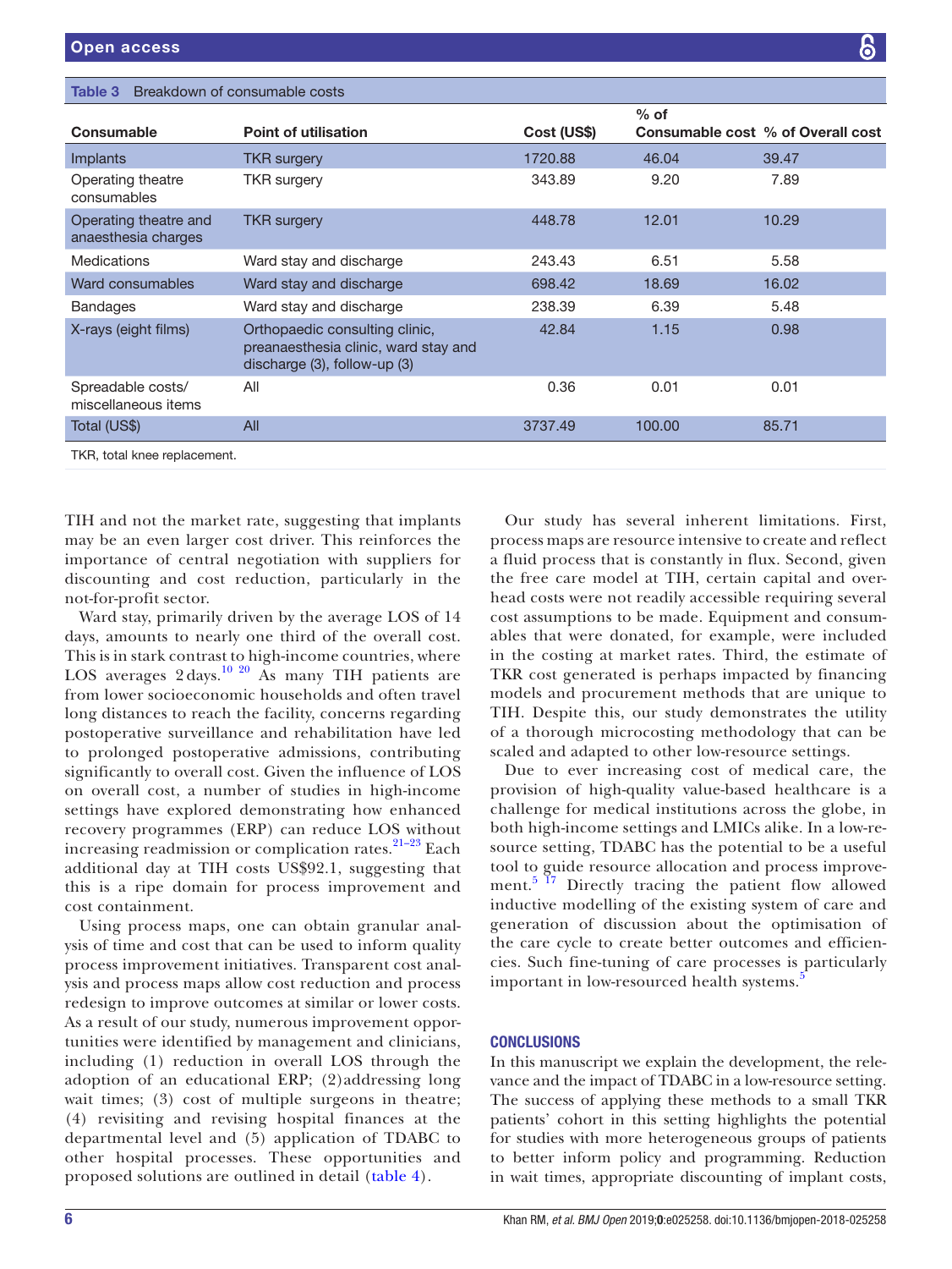Table 3 Breakdown of consumable costs

| Consumable | Point of utilisation | Cost (US$) | % of Consumable cost | % of Overall cost |
|---|---|---|---|---|
| Implants | TKR surgery | 1720.88 | 46.04 | 39.47 |
| Operating theatre consumables | TKR surgery | 343.89 | 9.20 | 7.89 |
| Operating theatre and anaesthesia charges | TKR surgery | 448.78 | 12.01 | 10.29 |
| Medications | Ward stay and discharge | 243.43 | 6.51 | 5.58 |
| Ward consumables | Ward stay and discharge | 698.42 | 18.69 | 16.02 |
| Bandages | Ward stay and discharge | 238.39 | 6.39 | 5.48 |
| X-rays (eight films) | Orthopaedic consulting clinic, preanaesthesia clinic, ward stay and discharge (3), follow-up (3) | 42.84 | 1.15 | 0.98 |
| Spreadable costs/miscellaneous items | All | 0.36 | 0.01 | 0.01 |
| Total (US$) | All | 3737.49 | 100.00 | 85.71 |

TKR, total knee replacement.

TIH and not the market rate, suggesting that implants may be an even larger cost driver. This reinforces the importance of central negotiation with suppliers for discounting and cost reduction, particularly in the not-for-profit sector.

Ward stay, primarily driven by the average LOS of 14 days, amounts to nearly one third of the overall cost. This is in stark contrast to high-income countries, where LOS averages 2 days.[10 20] As many TIH patients are from lower socioeconomic households and often travel long distances to reach the facility, concerns regarding postoperative surveillance and rehabilitation have led to prolonged postoperative admissions, contributing significantly to overall cost. Given the influence of LOS on overall cost, a number of studies in high-income settings have explored demonstrating how enhanced recovery programmes (ERP) can reduce LOS without increasing readmission or complication rates.[21–23] Each additional day at TIH costs US$92.1, suggesting that this is a ripe domain for process improvement and cost containment.

Using process maps, one can obtain granular analysis of time and cost that can be used to inform quality process improvement initiatives. Transparent cost analysis and process maps allow cost reduction and process redesign to improve outcomes at similar or lower costs. As a result of our study, numerous improvement opportunities were identified by management and clinicians, including (1) reduction in overall LOS through the adoption of an educational ERP; (2)addressing long wait times; (3) cost of multiple surgeons in theatre; (4) revisiting and revising hospital finances at the departmental level and (5) application of TDABC to other hospital processes. These opportunities and proposed solutions are outlined in detail (table 4).

Our study has several inherent limitations. First, process maps are resource intensive to create and reflect a fluid process that is constantly in flux. Second, given the free care model at TIH, certain capital and overhead costs were not readily accessible requiring several cost assumptions to be made. Equipment and consumables that were donated, for example, were included in the costing at market rates. Third, the estimate of TKR cost generated is perhaps impacted by financing models and procurement methods that are unique to TIH. Despite this, our study demonstrates the utility of a thorough microcosting methodology that can be scaled and adapted to other low-resource settings.

Due to ever increasing cost of medical care, the provision of high-quality value-based healthcare is a challenge for medical institutions across the globe, in both high-income settings and LMICs alike. In a low-resource setting, TDABC has the potential to be a useful tool to guide resource allocation and process improvement.[5 17] Directly tracing the patient flow allowed inductive modelling of the existing system of care and generation of discussion about the optimisation of the care cycle to create better outcomes and efficiencies. Such fine-tuning of care processes is particularly important in low-resourced health systems.[5]

## CONCLUSIONS

In this manuscript we explain the development, the relevance and the impact of TDABC in a low-resource setting. The success of applying these methods to a small TKR patients' cohort in this setting highlights the potential for studies with more heterogeneous groups of patients to better inform policy and programming. Reduction in wait times, appropriate discounting of implant costs,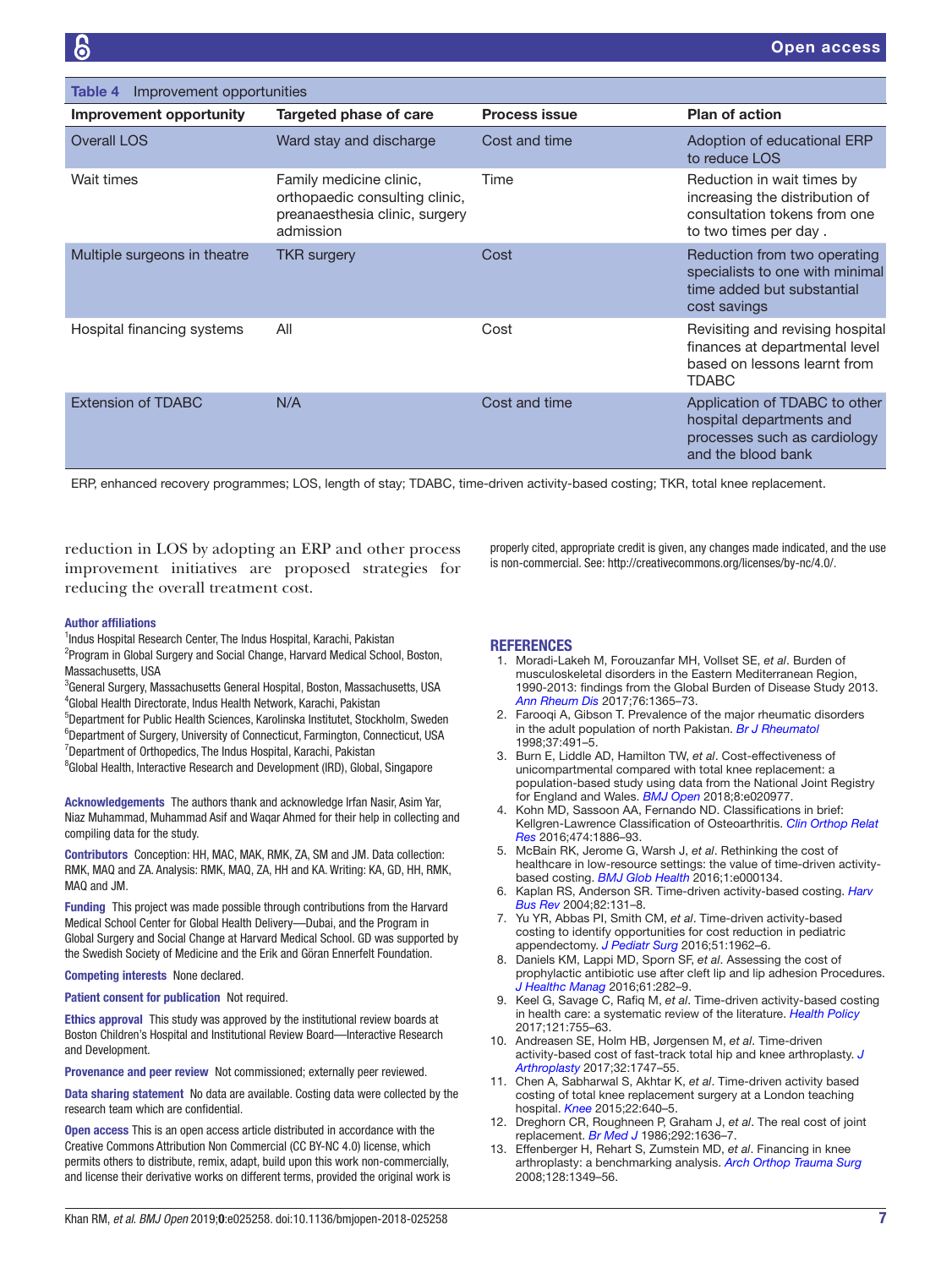**Table 4** Improvement opportunities

| Improvement opportunity | Targeted phase of care | Process issue | Plan of action |
|---|---|---|---|
| Overall LOS | Ward stay and discharge | Cost and time | Adoption of educational ERP to reduce LOS |
| Wait times | Family medicine clinic, orthopaedic consulting clinic, preanaesthesia clinic, surgery admission | Time | Reduction in wait times by increasing the distribution of consultation tokens from one to two times per day . |
| Multiple surgeons in theatre | TKR surgery | Cost | Reduction from two operating specialists to one with minimal time added but substantial cost savings |
| Hospital financing systems | All | Cost | Revisiting and revising hospital finances at departmental level based on lessons learnt from TDABC |
| Extension of TDABC | N/A | Cost and time | Application of TDABC to other hospital departments and processes such as cardiology and the blood bank |

ERP, enhanced recovery programmes; LOS, length of stay; TDABC, time-driven activity-based costing; TKR, total knee replacement.

reduction in LOS by adopting an ERP and other process improvement initiatives are proposed strategies for reducing the overall treatment cost.

**Author affiliations**
[1]Indus Hospital Research Center, The Indus Hospital, Karachi, Pakistan
[2]Program in Global Surgery and Social Change, Harvard Medical School, Boston, Massachusetts, USA
[3]General Surgery, Massachusetts General Hospital, Boston, Massachusetts, USA
[4]Global Health Directorate, Indus Health Network, Karachi, Pakistan
[5]Department for Public Health Sciences, Karolinska Institutet, Stockholm, Sweden
[6]Department of Surgery, University of Connecticut, Farmington, Connecticut, USA
[7]Department of Orthopedics, The Indus Hospital, Karachi, Pakistan
[8]Global Health, Interactive Research and Development (IRD), Global, Singapore

**Acknowledgements** The authors thank and acknowledge Irfan Nasir, Asim Yar, Niaz Muhammad, Muhammad Asif and Waqar Ahmed for their help in collecting and compiling data for the study.

**Contributors** Conception: HH, MAC, MAK, RMK, ZA, SM and JM. Data collection: RMK, MAQ and ZA. Analysis: RMK, MAQ, ZA, HH and KA. Writing: KA, GD, HH, RMK, MAQ and JM.

**Funding** This project was made possible through contributions from the Harvard Medical School Center for Global Health Delivery—Dubai, and the Program in Global Surgery and Social Change at Harvard Medical School. GD was supported by the Swedish Society of Medicine and the Erik and Göran Ennerfelt Foundation.

**Competing interests** None declared.

**Patient consent for publication** Not required.

**Ethics approval** This study was approved by the institutional review boards at Boston Children's Hospital and Institutional Review Board—Interactive Research and Development.

**Provenance and peer review** Not commissioned; externally peer reviewed.

**Data sharing statement** No data are available. Costing data were collected by the research team which are confidential.

**Open access** This is an open access article distributed in accordance with the Creative Commons Attribution Non Commercial (CC BY-NC 4.0) license, which permits others to distribute, remix, adapt, build upon this work non-commercially, and license their derivative works on different terms, provided the original work is properly cited, appropriate credit is given, any changes made indicated, and the use is non-commercial. See: http://creativecommons.org/licenses/by-nc/4.0/.

## REFERENCES

1. Moradi-Lakeh M, Forouzanfar MH, Vollset SE, *et al*. Burden of musculoskeletal disorders in the Eastern Mediterranean Region, 1990-2013: findings from the Global Burden of Disease Study 2013. *Ann Rheum Dis* 2017;76:1365–73.
2. Farooqi A, Gibson T. Prevalence of the major rheumatic disorders in the adult population of north Pakistan. *Br J Rheumatol* 1998;37:491–5.
3. Burn E, Liddle AD, Hamilton TW, *et al*. Cost-effectiveness of unicompartmental compared with total knee replacement: a population-based study using data from the National Joint Registry for England and Wales. *BMJ Open* 2018;8:e020977.
4. Kohn MD, Sassoon AA, Fernando ND. Classifications in brief: Kellgren-Lawrence Classification of Osteoarthritis. *Clin Orthop Relat Res* 2016;474:1886–93.
5. McBain RK, Jerome G, Warsh J, *et al*. Rethinking the cost of healthcare in low-resource settings: the value of time-driven activity-based costing. *BMJ Glob Health* 2016;1:e000134.
6. Kaplan RS, Anderson SR. Time-driven activity-based costing. *Harv Bus Rev* 2004;82:131–8.
7. Yu YR, Abbas PI, Smith CM, *et al*. Time-driven activity-based costing to identify opportunities for cost reduction in pediatric appendectomy. *J Pediatr Surg* 2016;51:1962–6.
8. Daniels KM, Lappi MD, Sporn SF, *et al*. Assessing the cost of prophylactic antibiotic use after cleft lip and lip adhesion Procedures. *J Healthc Manag* 2016;61:282–9.
9. Keel G, Savage C, Rafiq M, *et al*. Time-driven activity-based costing in health care: a systematic review of the literature. *Health Policy* 2017;121:755–63.
10. Andreasen SE, Holm HB, Jørgensen M, *et al*. Time-driven activity-based cost of fast-track total hip and knee arthroplasty. *J Arthroplasty* 2017;32:1747–55.
11. Chen A, Sabharwal S, Akhtar K, *et al*. Time-driven activity based costing of total knee replacement surgery at a London teaching hospital. *Knee* 2015;22:640–5.
12. Dreghorn CR, Roughneen P, Graham J, *et al*. The real cost of joint replacement. *Br Med J* 1986;292:1636–7.
13. Effenberger H, Rehart S, Zumstein MD, *et al*. Financing in knee arthroplasty: a benchmarking analysis. *Arch Orthop Trauma Surg* 2008;128:1349–56.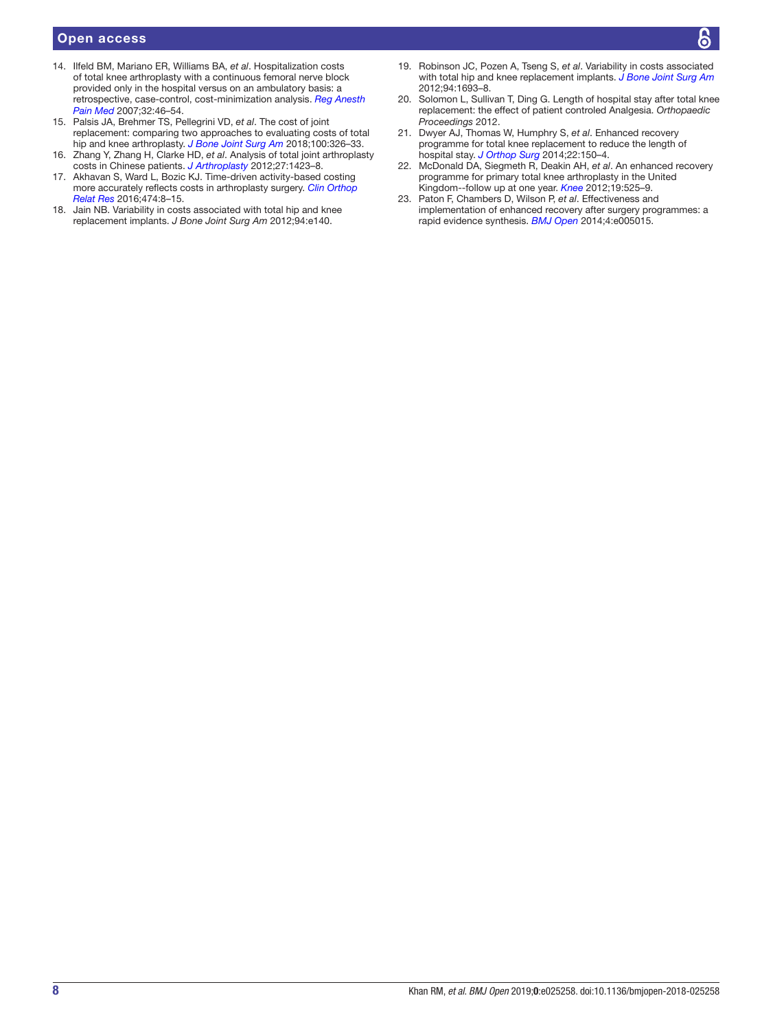14. Ilfeld BM, Mariano ER, Williams BA, *et al*. Hospitalization costs of total knee arthroplasty with a continuous femoral nerve block provided only in the hospital versus on an ambulatory basis: a retrospective, case-control, cost-minimization analysis. *Reg Anesth Pain Med* 2007;32:46–54.
15. Palsis JA, Brehmer TS, Pellegrini VD, *et al*. The cost of joint replacement: comparing two approaches to evaluating costs of total hip and knee arthroplasty. *J Bone Joint Surg Am* 2018;100:326–33.
16. Zhang Y, Zhang H, Clarke HD, *et al*. Analysis of total joint arthroplasty costs in Chinese patients. *J Arthroplasty* 2012;27:1423–8.
17. Akhavan S, Ward L, Bozic KJ. Time-driven activity-based costing more accurately reflects costs in arthroplasty surgery. *Clin Orthop Relat Res* 2016;474:8–15.
18. Jain NB. Variability in costs associated with total hip and knee replacement implants. *J Bone Joint Surg Am* 2012;94:e140.
19. Robinson JC, Pozen A, Tseng S, *et al*. Variability in costs associated with total hip and knee replacement implants. *J Bone Joint Surg Am* 2012;94:1693–8.
20. Solomon L, Sullivan T, Ding G. Length of hospital stay after total knee replacement: the effect of patient controled Analgesia. *Orthopaedic Proceedings* 2012.
21. Dwyer AJ, Thomas W, Humphry S, *et al*. Enhanced recovery programme for total knee replacement to reduce the length of hospital stay. *J Orthop Surg* 2014;22:150–4.
22. McDonald DA, Siegmeth R, Deakin AH, *et al*. An enhanced recovery programme for primary total knee arthroplasty in the United Kingdom--follow up at one year. *Knee* 2012;19:525–9.
23. Paton F, Chambers D, Wilson P, *et al*. Effectiveness and implementation of enhanced recovery after surgery programmes: a rapid evidence synthesis. *BMJ Open* 2014;4:e005015.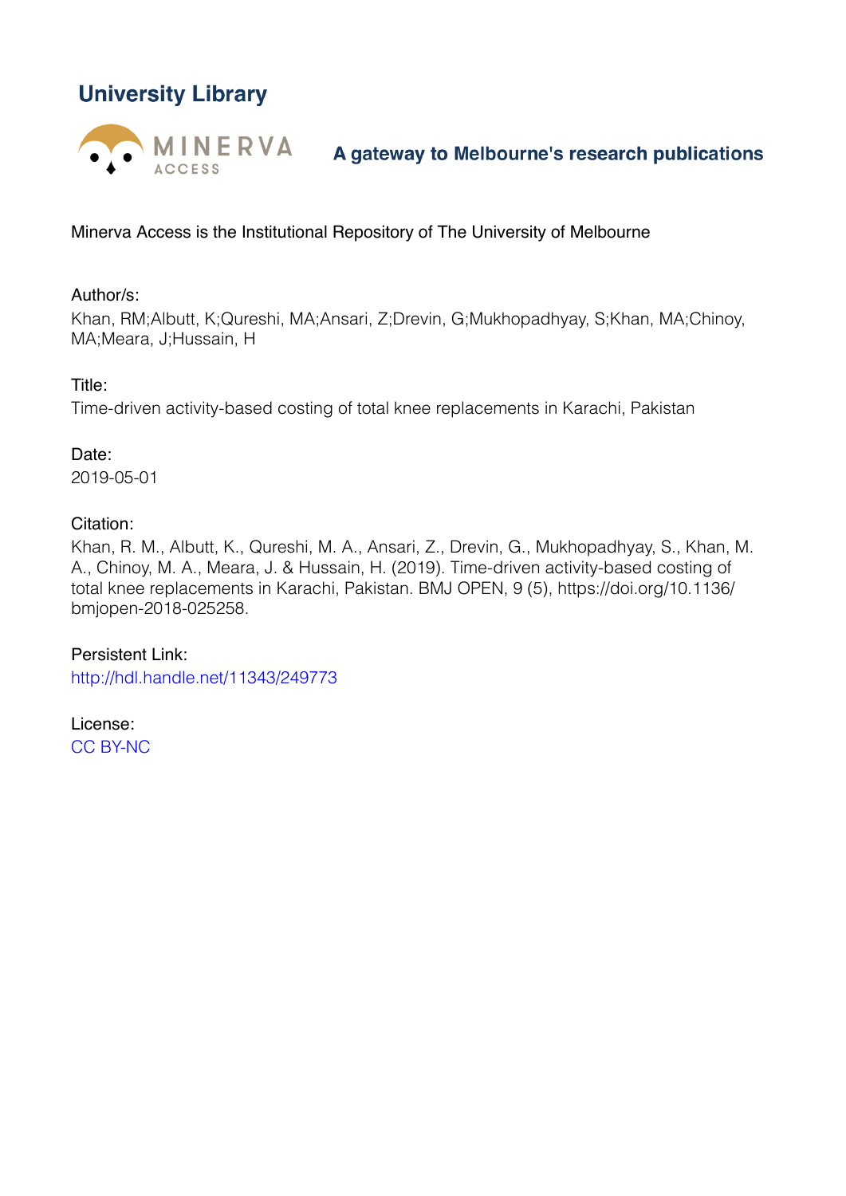# University Library

MINERVA ACCESS

**A gateway to Melbourne's research publications**

Minerva Access is the Institutional Repository of The University of Melbourne

**Author/s:**

Khan, RM;Albutt, K;Qureshi, MA;Ansari, Z;Drevin, G;Mukhopadhyay, S;Khan, MA;Chinoy, MA;Meara, J;Hussain, H

**Title:**

Time-driven activity-based costing of total knee replacements in Karachi, Pakistan

**Date:**

2019-05-01

**Citation:**

Khan, R. M., Albutt, K., Qureshi, M. A., Ansari, Z., Drevin, G., Mukhopadhyay, S., Khan, M. A., Chinoy, M. A., Meara, J. & Hussain, H. (2019). Time-driven activity-based costing of total knee replacements in Karachi, Pakistan. BMJ OPEN, 9 (5), https://doi.org/10.1136/bmjopen-2018-025258.

**Persistent Link:**

http://hdl.handle.net/11343/249773

**License:**

CC BY-NC